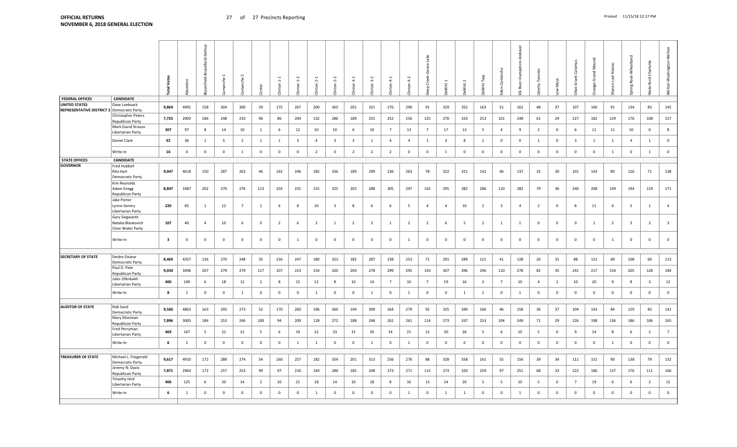**OFFICIAL RETURNS**
**NOVEMBER 6, 2018 GENERAL ELECTION**

27 of 27 Precincts Reporting

Printed 11/15/18 12:17 PM

| | | Total Votes | Absentee | Bloomfield-Brookfield-Delmar | Camanche 1 | Camanche 2 | Center | Clinton 1-1 | Clinton 1-2 | Clinton 2-1 | Clinton 2-2 | Clinton 3-1 | Clinton 3-2 | Clinton 4-1 | Clinton 4-2 | Deep Creek-Goose Lake | DeWitt 1 | DeWitt 2 | DeWitt Twp | Eden-Camanche | Elk River-Hampshire-Andover | Liberty-Toronto | Low Moor | Olive-Grant-Calamus | Orange-Grand Mound | Sharon-Lost Nation | Spring Rock-Wheatland | Waterford-Charlotte | Welton-Washington-Welton |
|---|---|---|---|---|---|---|---|---|---|---|---|---|---|---|---|---|---|---|---|---|---|---|---|---|---|---|---|---|---|
| **FEDERAL OFFICES** | **CANDIDATE** | | | | | | | | | | | | | | | | | | | | | | | | | | | | |
| **UNITED STATES REPRESENTATIVE DISTRICT 2** | Dave Loebsack Democratic Party | **9,864** | 4991 | 158 | 304 | 300 | 59 | 175 | 267 | 200 | 363 | 201 | 321 | 276 | 290 | 91 | 329 | 352 | 163 | 51 | 162 | 48 | 37 | 107 | 166 | 91 | 134 | 83 | 145 |
| | Christopher Peters Republican Party | **7,725** | 2903 | 186 | 248 | 233 | 96 | 86 | 204 | 132 | 286 | 189 | 255 | 252 | 256 | 125 | 270 | 333 | 253 | 101 | 248 | 61 | 29 | 227 | 182 | 129 | 176 | 108 | 157 |
| | Mark David Strauss Libertarian Party | **307** | 97 | 8 | 14 | 10 | 1 | 6 | 12 | 10 | 10 | 6 | 10 | 7 | 13 | 7 | 17 | 13 | 5 | 4 | 9 | 2 | 0 | 6 | 11 | 11 | 10 | 0 | 8 |
| | Daniel Clark | **92** | 36 | 1 | 5 | 2 | 1 | 1 | 3 | 4 | 3 | 3 | 1 | 4 | 4 | 1 | 3 | 8 | 1 | 0 | 0 | 1 | 0 | 3 | 1 | 1 | 4 | 1 | 0 |
| | Write-In | **16** | 4 | 0 | 0 | 1 | 0 | 0 | 0 | 2 | 0 | 2 | 2 | 2 | 0 | 0 | 1 | 0 | 0 | 0 | 0 | 0 | 0 | 0 | 0 | 1 | 0 | 1 | 0 |
| **STATE OFFICES** | **CANDIDATE** | | | | | | | | | | | | | | | | | | | | | | | | | | | | |
| **GOVERNOR** | Fred Hubbell Rita Hart Democratic Party | **9,047** | 4618 | 150 | 287 | 263 | 46 | 162 | 246 | 185 | 336 | 189 | 299 | 236 | 263 | 78 | 322 | 321 | 142 | 46 | 137 | 32 | 30 | 101 | 143 | 80 | 126 | 71 | 138 |
| | Kim Reynolds Adam Gregg Republican Party | **8,847** | 3387 | 202 | 270 | 276 | 113 | 103 | 231 | 155 | 325 | 202 | 288 | 305 | 297 | 142 | 295 | 382 | 286 | 110 | 282 | 79 | 36 | 240 | 208 | 149 | 194 | 119 | 171 |
| | Jake Porter Lynne Gentry Libertarian Party | **220** | 85 | 1 | 12 | 7 | 1 | 6 | 8 | 10 | 3 | 8 | 6 | 6 | 5 | 4 | 4 | 10 | 2 | 3 | 4 | 2 | 0 | 8 | 11 | 4 | 5 | 1 | 4 |
| | Gary Siegwarth Natalia Blaskovich Clear Water Party | **107** | 40 | 4 | 10 | 6 | 0 | 2 | 6 | 2 | 1 | 2 | 3 | 1 | 2 | 2 | 6 | 5 | 2 | 1 | 1 | 0 | 0 | 0 | 1 | 2 | 3 | 2 | 3 |
| | Write-In | **3** | 0 | 0 | 0 | 0 | 0 | 0 | 1 | 0 | 0 | 0 | 0 | 0 | 1 | 0 | 0 | 0 | 0 | 0 | 0 | 0 | 0 | 0 | 0 | 1 | 0 | 0 | 0 |
| **SECRETARY OF STATE** | Deidre DeJear Democratic Party | **8,469** | 4357 | 136 | 270 | 248 | 35 | 156 | 247 | 180 | 323 | 182 | 287 | 238 | 253 | 71 | 291 | 289 | 121 | 41 | 128 | 26 | 31 | 88 | 121 | 69 | 108 | 60 | 113 |
| | Paul D. Pate Republican Party | **9,034** | 3496 | 207 | 279 | 279 | 117 | 107 | 223 | 154 | 320 | 204 | 278 | 299 | 295 | 143 | 307 | 396 | 296 | 110 | 278 | 82 | 35 | 241 | 217 | 154 | 205 | 128 | 184 |
| | Jules Ofenbakh Libertarian Party | **400** | 149 | 6 | 18 | 12 | 2 | 8 | 15 | 12 | 8 | 10 | 14 | 7 | 10 | 7 | 19 | 16 | 3 | 7 | 10 | 4 | 1 | 10 | 20 | 9 | 8 | 3 | 12 |
| | Write-In | **8** | 1 | 0 | 0 | 1 | 0 | 0 | 0 | 1 | 0 | 0 | 1 | 0 | 1 | 0 | 0 | 1 | 1 | 0 | 1 | 0 | 0 | 0 | 0 | 0 | 0 | 0 | 0 |
| **AUDITOR OF STATE** | Rob Sand Democratic Party | **9,560** | 4863 | 163 | 293 | 273 | 52 | 170 | 260 | 196 | 360 | 194 | 309 | 264 | 279 | 92 | 325 | 340 | 166 | 46 | 158 | 36 | 37 | 104 | 143 | 84 | 129 | 83 | 141 |
| | Mary Mosiman Republican Party | **7,896** | 3005 | 184 | 253 | 246 | 100 | 94 | 209 | 128 | 272 | 188 | 248 | 261 | 261 | 114 | 273 | 337 | 253 | 104 | 249 | 71 | 29 | 226 | 198 | 136 | 186 | 106 | 165 |
| | Fred Perryman Libertarian Party | **469** | 147 | 5 | 21 | 21 | 5 | 6 | 19 | 22 | 23 | 15 | 20 | 14 | 21 | 12 | 20 | 26 | 5 | 6 | 10 | 5 | 0 | 9 | 14 | 8 | 6 | 2 | 7 |
| | Write-In | **6** | 1 | 0 | 0 | 0 | 0 | 0 | 1 | 1 | 0 | 0 | 1 | 0 | 1 | 0 | 0 | 0 | 0 | 0 | 0 | 0 | 0 | 0 | 0 | 1 | 0 | 0 | 0 |
| **TREASURER OF STATE** | Michael L. Fitzgerald Democratic Party | **9,617** | 4910 | 172 | 288 | 274 | 54 | 160 | 257 | 182 | 354 | 201 | 313 | 256 | 276 | 88 | 328 | 358 | 161 | 55 | 156 | 39 | 34 | 111 | 151 | 90 | 138 | 79 | 132 |
| | Jeremy N. Davis Republican Party | **7,871** | 2964 | 172 | 257 | 253 | 99 | 97 | 210 | 144 | 284 | 185 | 248 | 273 | 271 | 115 | 273 | 320 | 259 | 97 | 251 | 68 | 33 | 222 | 186 | 137 | 176 | 111 | 166 |
| | Timothy Hird Libertarian Party | **406** | 125 | 6 | 20 | 14 | 2 | 10 | 21 | 18 | 14 | 10 | 18 | 8 | 16 | 13 | 14 | 20 | 5 | 5 | 10 | 5 | 0 | 7 | 19 | 6 | 6 | 2 | 12 |
| | Write-In | **6** | 1 | 0 | 0 | 0 | 0 | 0 | 0 | 1 | 0 | 0 | 0 | 0 | 1 | 0 | 1 | 1 | 0 | 0 | 1 | 0 | 0 | 0 | 0 | 0 | 0 | 0 | 0 |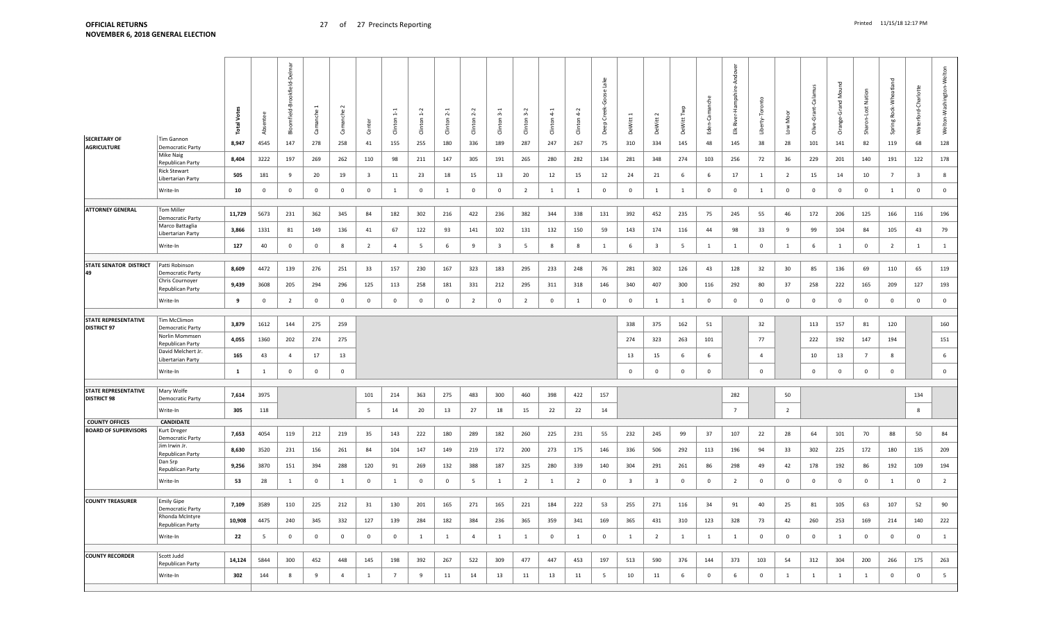**OFFICIAL RETURNS**
**NOVEMBER 6, 2018 GENERAL ELECTION**

27 of 27 Precincts Reporting

Printed 11/15/18 12:17 PM

| | | Total Votes | Absentee | Bloomfield-Brookfield-Delmar | Camanche 1 | Camanche 2 | Center | Clinton 1-1 | Clinton 1-2 | Clinton 2-1 | Clinton 2-2 | Clinton 3-1 | Clinton 3-2 | Clinton 4-1 | Clinton 4-2 | Deep Creek-Goose Lake | DeWitt 1 | DeWitt 2 | DeWitt Twp | Eden-Camanche | Elk River-Hampshire-Andover | Liberty-Toronto | Low Moor | Olive-Grant-Calamus | Orange-Grand Mound | Sharon-Lost Nation | Spring Rock-Wheatland | Waterford-Charlotte | Welton-Washington-Welton |
|---|---|---|---|---|---|---|---|---|---|---|---|---|---|---|---|---|---|---|---|---|---|---|---|---|---|---|---|---|---|
| **SECRETARY OF AGRICULTURE** | Tim Gannon Democratic Party | **8,947** | 4545 | 147 | 278 | 258 | 41 | 155 | 255 | 180 | 336 | 189 | 287 | 247 | 267 | 75 | 310 | 334 | 145 | 48 | 145 | 38 | 28 | 101 | 141 | 82 | 119 | 68 | 128 |
| | Mike Naig Republican Party | **8,404** | 3222 | 197 | 269 | 262 | 110 | 98 | 211 | 147 | 305 | 191 | 265 | 280 | 282 | 134 | 281 | 348 | 274 | 103 | 256 | 72 | 36 | 229 | 201 | 140 | 191 | 122 | 178 |
| | Rick Stewart Libertarian Party | **505** | 181 | 9 | 20 | 19 | 3 | 11 | 23 | 18 | 15 | 13 | 20 | 12 | 15 | 12 | 24 | 21 | 6 | 6 | 17 | 1 | 2 | 15 | 14 | 10 | 7 | 3 | 8 |
| | Write-In | **10** | 0 | 0 | 0 | 0 | 0 | 1 | 0 | 1 | 0 | 0 | 2 | 1 | 1 | 0 | 0 | 1 | 1 | 0 | 0 | 1 | 0 | 0 | 0 | 0 | 1 | 0 | 0 |
| **ATTORNEY GENERAL** | Tom Miller Democratic Party | **11,729** | 5673 | 231 | 362 | 345 | 84 | 182 | 302 | 216 | 422 | 236 | 382 | 344 | 338 | 131 | 392 | 452 | 235 | 75 | 245 | 55 | 46 | 172 | 206 | 125 | 166 | 116 | 196 |
| | Marco Battaglia Libertarian Party | **3,866** | 1331 | 81 | 149 | 136 | 41 | 67 | 122 | 93 | 141 | 102 | 131 | 132 | 150 | 59 | 143 | 174 | 116 | 44 | 98 | 33 | 9 | 99 | 104 | 84 | 105 | 43 | 79 |
| | Write-In | **127** | 40 | 0 | 0 | 8 | 2 | 4 | 5 | 6 | 9 | 3 | 5 | 8 | 8 | 1 | 6 | 3 | 5 | 1 | 1 | 0 | 1 | 6 | 1 | 0 | 2 | 1 | 1 |
| **STATE SENATOR DISTRICT 49** | Patti Robinson Democratic Party | **8,609** | 4472 | 139 | 276 | 251 | 33 | 157 | 230 | 167 | 323 | 183 | 295 | 233 | 248 | 76 | 281 | 302 | 126 | 43 | 128 | 32 | 30 | 85 | 136 | 69 | 110 | 65 | 119 |
| | Chris Cournoyer Republican Party | **9,439** | 3608 | 205 | 294 | 296 | 125 | 113 | 258 | 181 | 331 | 212 | 295 | 311 | 318 | 146 | 340 | 407 | 300 | 116 | 292 | 80 | 37 | 258 | 222 | 165 | 209 | 127 | 193 |
| | Write-In | **9** | 0 | 2 | 0 | 0 | 0 | 0 | 0 | 0 | 2 | 0 | 2 | 0 | 1 | 0 | 0 | 1 | 1 | 0 | 0 | 0 | 0 | 0 | 0 | 0 | 0 | 0 | 0 |
| **STATE REPRESENTATIVE DISTRICT 97** | Tim McClimon Democratic Party | **3,879** | 1612 | 144 | 275 | 259 | | | | | | | | | | | 338 | 375 | 162 | 51 | | 32 | | 113 | 157 | 81 | 120 | | 160 |
| | Norlin Mommsen Republican Party | **4,055** | 1360 | 202 | 274 | 275 | | | | | | | | | | | 274 | 323 | 263 | 101 | | 77 | | 222 | 192 | 147 | 194 | | 151 |
| | David Melchert Jr. Libertarian Party | **165** | 43 | 4 | 17 | 13 | | | | | | | | | | | 13 | 15 | 6 | 6 | | 4 | | 10 | 13 | 7 | 8 | | 6 |
| | Write-In | **1** | 1 | 0 | 0 | 0 | | | | | | | | | | | 0 | 0 | 0 | 0 | | 0 | | 0 | 0 | 0 | 0 | | 0 |
| **STATE REPRESENTATIVE DISTRICT 98** | Mary Wolfe Democratic Party | **7,614** | 3975 | | | | 101 | 214 | 363 | 275 | 483 | 300 | 460 | 398 | 422 | 157 | | | | | 282 | | 50 | | | | | 134 | |
| | Write-In | **305** | 118 | | | | 5 | 14 | 20 | 13 | 27 | 18 | 15 | 22 | 22 | 14 | | | | | 7 | | 2 | | | | | 8 | |
| **COUNTY OFFICES** | **CANDIDATE** | | | | | | | | | | | | | | | | | | | | | | | | | | | | |
| **BOARD OF SUPERVISORS** | Kurt Dreger Democratic Party | **7,653** | 4054 | 119 | 212 | 219 | 35 | 143 | 222 | 180 | 289 | 182 | 260 | 225 | 231 | 55 | 232 | 245 | 99 | 37 | 107 | 22 | 28 | 64 | 101 | 70 | 88 | 50 | 84 |
| | Jim Irwin Jr. Republican Party | **8,630** | 3520 | 231 | 156 | 261 | 84 | 104 | 147 | 149 | 219 | 172 | 200 | 273 | 175 | 146 | 336 | 506 | 292 | 113 | 196 | 94 | 33 | 302 | 225 | 172 | 180 | 135 | 209 |
| | Dan Srp Republican Party | **9,256** | 3870 | 151 | 394 | 288 | 120 | 91 | 269 | 132 | 388 | 187 | 325 | 280 | 339 | 140 | 304 | 291 | 261 | 86 | 298 | 49 | 42 | 178 | 192 | 86 | 192 | 109 | 194 |
| | Write-In | **53** | 28 | 1 | 0 | 1 | 0 | 1 | 0 | 0 | 5 | 1 | 2 | 1 | 2 | 0 | 3 | 3 | 0 | 0 | 2 | 0 | 0 | 0 | 0 | 0 | 1 | 0 | 2 |
| **COUNTY TREASURER** | Emily Gipe Democratic Party | **7,109** | 3589 | 110 | 225 | 212 | 31 | 130 | 201 | 165 | 271 | 165 | 221 | 184 | 222 | 53 | 255 | 271 | 116 | 34 | 91 | 40 | 25 | 81 | 105 | 63 | 107 | 52 | 90 |
| | Rhonda McIntyre Republican Party | **10,908** | 4475 | 240 | 345 | 332 | 127 | 139 | 284 | 182 | 384 | 236 | 365 | 359 | 341 | 169 | 365 | 431 | 310 | 123 | 328 | 73 | 42 | 260 | 253 | 169 | 214 | 140 | 222 |
| | Write-In | **22** | 5 | 0 | 0 | 0 | 0 | 0 | 1 | 1 | 4 | 1 | 1 | 0 | 1 | 0 | 1 | 2 | 1 | 1 | 1 | 0 | 0 | 0 | 1 | 0 | 0 | 0 | 1 |
| **COUNTY RECORDER** | Scott Judd Republican Party | **14,124** | 5844 | 300 | 452 | 448 | 145 | 198 | 392 | 267 | 522 | 309 | 477 | 447 | 453 | 197 | 513 | 590 | 376 | 144 | 373 | 103 | 54 | 312 | 304 | 200 | 266 | 175 | 263 |
| | Write-In | **302** | 144 | 8 | 9 | 4 | 1 | 7 | 9 | 11 | 14 | 13 | 11 | 13 | 11 | 5 | 10 | 11 | 6 | 0 | 6 | 0 | 1 | 1 | 1 | 1 | 0 | 0 | 5 |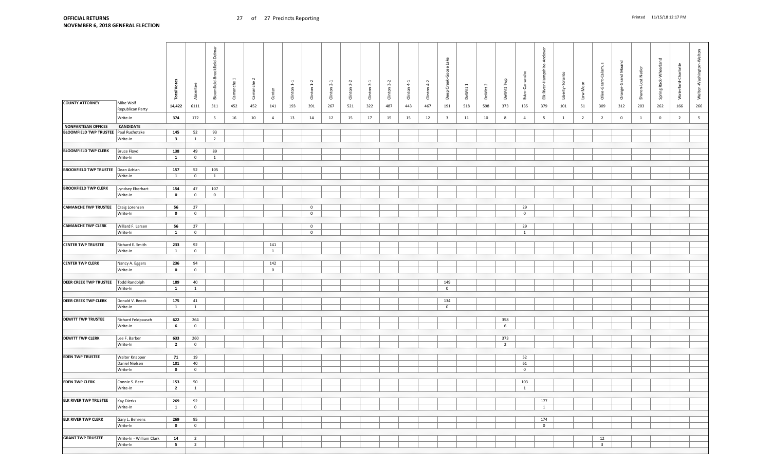**OFFICIAL RETURNS**
**NOVEMBER 6, 2018 GENERAL ELECTION**

27 of 27 Precincts Reporting

Printed 11/15/18 12:17 PM

| | | Total Votes | Absentee | Bloomfield-Brookfield-Delmar | Camanche 1 | Camanche 2 | Center | Clinton 1-1 | Clinton 1-2 | Clinton 2-1 | Clinton 2-2 | Clinton 3-1 | Clinton 3-2 | Clinton 4-1 | Clinton 4-2 | Deep Creek-Goose Lake | DeWitt 1 | DeWitt 2 | DeWitt Twp | Eden-Camanche | Elk River-Hampshire-Andover | Liberty-Toronto | Low Moor | Olive-Grant-Calamus | Orange-Grand Mound | Sharon-Lost Nation | Spring Rock-Wheatland | Waterford-Charlotte | Welton-Washington-Welton |
|---|---|---|---|---|---|---|---|---|---|---|---|---|---|---|---|---|---|---|---|---|---|---|---|---|---|---|---|---|---|
| **COUNTY ATTORNEY** | Mike Wolf Republican Party | **14,422** | 6111 | 311 | 452 | 452 | 141 | 193 | 391 | 267 | 521 | 322 | 487 | 443 | 467 | 191 | 518 | 598 | 373 | 135 | 379 | 101 | 51 | 309 | 312 | 203 | 262 | 166 | 266 |
| | Write-In | **374** | 172 | 5 | 16 | 10 | 4 | 13 | 14 | 12 | 15 | 17 | 15 | 15 | 12 | 3 | 11 | 10 | 8 | 4 | 5 | 1 | 2 | 2 | 0 | 1 | 0 | 2 | 5 |
| **NONPARTISAN OFFICES** | **CANDIDATE** | | | | | | | | | | | | | | | | | | | | | | | | | | | | |
| **BLOOMFIELD TWP TRUSTEE** | Paul Ruchotzke | **145** | 52 | 93 | | | | | | | | | | | | | | | | | | | | | | | | | |
| | Write-In | **3** | 1 | 2 | | | | | | | | | | | | | | | | | | | | | | | | | |
| **BLOOMFIELD TWP CLERK** | Bruce Floyd | **138** | 49 | 89 | | | | | | | | | | | | | | | | | | | | | | | | | |
| | Write-In | **1** | 0 | 1 | | | | | | | | | | | | | | | | | | | | | | | | | |
| **BROOKFIELD TWP TRUSTEE** | Dean Adrian | **157** | 52 | 105 | | | | | | | | | | | | | | | | | | | | | | | | | |
| | Write-In | **1** | 0 | 1 | | | | | | | | | | | | | | | | | | | | | | | | | |
| **BROOKFIELD TWP CLERK** | Lyndsey Eberhart | **154** | 47 | 107 | | | | | | | | | | | | | | | | | | | | | | | | | |
| | Write-In | **0** | 0 | 0 | | | | | | | | | | | | | | | | | | | | | | | | | |
| **CAMANCHE TWP TRUSTEE** | Craig Lorenzen | **56** | 27 | | | | | | 0 | | | | | | | | | | | 29 | | | | | | | | | |
| | Write-In | **0** | 0 | | | | | | 0 | | | | | | | | | | | 0 | | | | | | | | | |
| **CAMANCHE TWP CLERK** | Willard F. Larsen | **56** | 27 | | | | | | 0 | | | | | | | | | | | 29 | | | | | | | | | |
| | Write-In | **1** | 0 | | | | | | 0 | | | | | | | | | | | 1 | | | | | | | | | |
| **CENTER TWP TRUSTEE** | Richard E. Smith | **233** | 92 | | | | 141 | | | | | | | | | | | | | | | | | | | | | | |
| | Write-In | **1** | 0 | | | | 1 | | | | | | | | | | | | | | | | | | | | | | |
| **CENTER TWP CLERK** | Nancy A. Eggers | **236** | 94 | | | | 142 | | | | | | | | | | | | | | | | | | | | | | |
| | Write-In | **0** | 0 | | | | 0 | | | | | | | | | | | | | | | | | | | | | | |
| **DEER CREEK TWP TRUSTEE** | Todd Randolph | **189** | 40 | | | | | | | | | | | | | 149 | | | | | | | | | | | | | |
| | Write-In | **1** | 1 | | | | | | | | | | | | | 0 | | | | | | | | | | | | | |
| **DEER CREEK TWP CLERK** | Donald V. Beeck | **175** | 41 | | | | | | | | | | | | | 134 | | | | | | | | | | | | | |
| | Write-In | **1** | 1 | | | | | | | | | | | | | 0 | | | | | | | | | | | | | |
| **DEWITT TWP TRUSTEE** | Richard Feldpausch | **622** | 264 | | | | | | | | | | | | | | | | 358 | | | | | | | | | | |
| | Write-In | **6** | 0 | | | | | | | | | | | | | | | | 6 | | | | | | | | | | |
| **DEWITT TWP CLERK** | Lee F. Barber | **633** | 260 | | | | | | | | | | | | | | | | 373 | | | | | | | | | | |
| | Write-In | **2** | 0 | | | | | | | | | | | | | | | | 2 | | | | | | | | | | |
| **EDEN TWP TRUSTEE** | Walter Knapper | **71** | 19 | | | | | | | | | | | | | | | | | 52 | | | | | | | | | |
| | Daniel Nielsen | **101** | 40 | | | | | | | | | | | | | | | | | 61 | | | | | | | | | |
| | Write-In | **0** | 0 | | | | | | | | | | | | | | | | | 0 | | | | | | | | | |
| **EDEN TWP CLERK** | Connie S. Beer | **153** | 50 | | | | | | | | | | | | | | | | | 103 | | | | | | | | | |
| | Write-In | **2** | 1 | | | | | | | | | | | | | | | | | 1 | | | | | | | | | |
| **ELK RIVER TWP TRUSTEE** | Kay Dierks | **269** | 92 | | | | | | | | | | | | | | | | | | 177 | | | | | | | | |
| | Write-In | **1** | 0 | | | | | | | | | | | | | | | | | | 1 | | | | | | | | |
| **ELK RIVER TWP CLERK** | Gary L. Behrens | **269** | 95 | | | | | | | | | | | | | | | | | | 174 | | | | | | | | |
| | Write-In | **0** | 0 | | | | | | | | | | | | | | | | | | 0 | | | | | | | | |
| **GRANT TWP TRUSTEE** | Write-In - William Clark | **14** | 2 | | | | | | | | | | | | | | | | | | | | | 12 | | | | | |
| | Write-In | **5** | 2 | | | | | | | | | | | | | | | | | | | | | 3 | | | | | |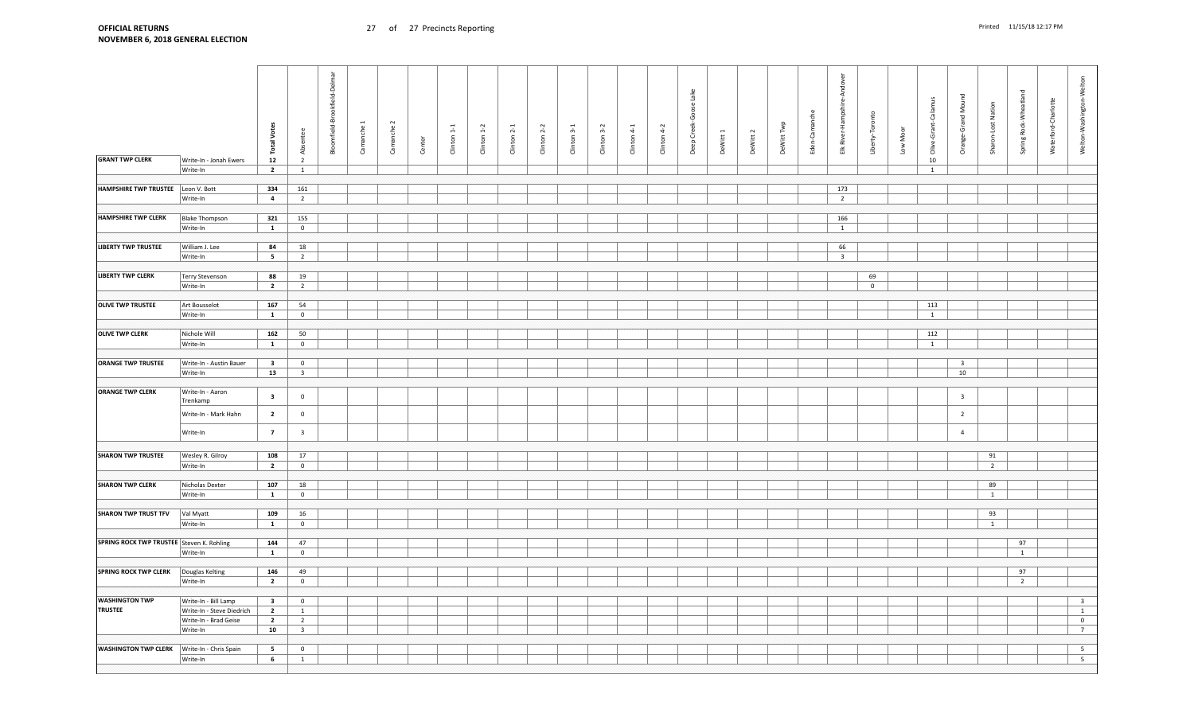**OFFICIAL RETURNS**
**NOVEMBER 6, 2018 GENERAL ELECTION**

27 of 27 Precincts Reporting

Printed 11/15/18 12:17 PM

| | | Total Votes | Absentee | Bloomfield-Brookfield-Delmar | Camanche 1 | Camanche 2 | Center | Clinton 1-1 | Clinton 1-2 | Clinton 2-1 | Clinton 2-2 | Clinton 3-1 | Clinton 3-2 | Clinton 4-1 | Clinton 4-2 | Deep Creek-Goose Lake | DeWitt 1 | DeWitt 2 | DeWitt Twp | Eden-Camanche | Elk River-Hampshire-Andover | Liberty-Toronto | Low Moor | Olive-Grant-Calamus | Orange-Grand Mound | Sharon-Lost Nation | Spring Rock-Wheatland | Waterford-Charlotte | Welton-Washington-Welton |
|---|---|---|---|---|---|---|---|---|---|---|---|---|---|---|---|---|---|---|---|---|---|---|---|---|---|---|---|---|---|
| **GRANT TWP CLERK** | Write-In - Jonah Ewers | 12 | 2 | | | | | | | | | | | | | | | | | | | | | 10 | | | | | |
| | Write-In | 2 | 1 | | | | | | | | | | | | | | | | | | | | | 1 | | | | | |
| **HAMPSHIRE TWP TRUSTEE** | Leon V. Bott | 334 | 161 | | | | | | | | | | | | | | | | | | 173 | | | | | | | | |
| | Write-In | 4 | 2 | | | | | | | | | | | | | | | | | | 2 | | | | | | | | |
| **HAMPSHIRE TWP CLERK** | Blake Thompson | 321 | 155 | | | | | | | | | | | | | | | | | | 166 | | | | | | | | |
| | Write-In | 1 | 0 | | | | | | | | | | | | | | | | | | 1 | | | | | | | | |
| **LIBERTY TWP TRUSTEE** | William J. Lee | 84 | 18 | | | | | | | | | | | | | | | | | | 66 | | | | | | | | |
| | Write-In | 5 | 2 | | | | | | | | | | | | | | | | | | 3 | | | | | | | | |
| **LIBERTY TWP CLERK** | Terry Stevenson | 88 | 19 | | | | | | | | | | | | | | | | | | | 69 | | | | | | | |
| | Write-In | 2 | 2 | | | | | | | | | | | | | | | | | | | 0 | | | | | | | |
| **OLIVE TWP TRUSTEE** | Art Bousselot | 167 | 54 | | | | | | | | | | | | | | | | | | | | | 113 | | | | | |
| | Write-In | 1 | 0 | | | | | | | | | | | | | | | | | | | | | 1 | | | | | |
| **OLIVE TWP CLERK** | Nichole Will | 162 | 50 | | | | | | | | | | | | | | | | | | | | | 112 | | | | | |
| | Write-In | 1 | 0 | | | | | | | | | | | | | | | | | | | | | 1 | | | | | |
| **ORANGE TWP TRUSTEE** | Write-In - Austin Bauer | 3 | 0 | | | | | | | | | | | | | | | | | | | | | | 3 | | | | |
| | Write-In | 13 | 3 | | | | | | | | | | | | | | | | | | | | | | 10 | | | | |
| **ORANGE TWP CLERK** | Write-In - Aaron Trenkamp | 3 | 0 | | | | | | | | | | | | | | | | | | | | | | 3 | | | | |
| | Write-In - Mark Hahn | 2 | 0 | | | | | | | | | | | | | | | | | | | | | | 2 | | | | |
| | Write-In | 7 | 3 | | | | | | | | | | | | | | | | | | | | | | 4 | | | | |
| **SHARON TWP TRUSTEE** | Wesley R. Gilroy | 108 | 17 | | | | | | | | | | | | | | | | | | | | | | | 91 | | | |
| | Write-In | 2 | 0 | | | | | | | | | | | | | | | | | | | | | | | 2 | | | |
| **SHARON TWP CLERK** | Nicholas Dexter | 107 | 18 | | | | | | | | | | | | | | | | | | | | | | | 89 | | | |
| | Write-In | 1 | 0 | | | | | | | | | | | | | | | | | | | | | | | 1 | | | |
| **SHARON TWP TRUST TFV** | Val Myatt | 109 | 16 | | | | | | | | | | | | | | | | | | | | | | | 93 | | | |
| | Write-In | 1 | 0 | | | | | | | | | | | | | | | | | | | | | | | 1 | | | |
| **SPRING ROCK TWP TRUSTEE** | Steven K. Rohling | 144 | 47 | | | | | | | | | | | | | | | | | | | | | | | | 97 | | |
| | Write-In | 1 | 0 | | | | | | | | | | | | | | | | | | | | | | | | 1 | | |
| **SPRING ROCK TWP CLERK** | Douglas Kelting | 146 | 49 | | | | | | | | | | | | | | | | | | | | | | | | 97 | | |
| | Write-In | 2 | 0 | | | | | | | | | | | | | | | | | | | | | | | | 2 | | |
| **WASHINGTON TWP TRUSTEE** | Write-In - Bill Lamp | 3 | 0 | | | | | | | | | | | | | | | | | | | | | | | | | | 3 |
| | Write-In - Steve Diedrich | 2 | 1 | | | | | | | | | | | | | | | | | | | | | | | | | | 1 |
| | Write-In - Brad Geise | 2 | 2 | | | | | | | | | | | | | | | | | | | | | | | | | | 0 |
| | Write-In | 10 | 3 | | | | | | | | | | | | | | | | | | | | | | | | | | 7 |
| **WASHINGTON TWP CLERK** | Write-In - Chris Spain | 5 | 0 | | | | | | | | | | | | | | | | | | | | | | | | | | 5 |
| | Write-In | 6 | 1 | | | | | | | | | | | | | | | | | | | | | | | | | | 5 |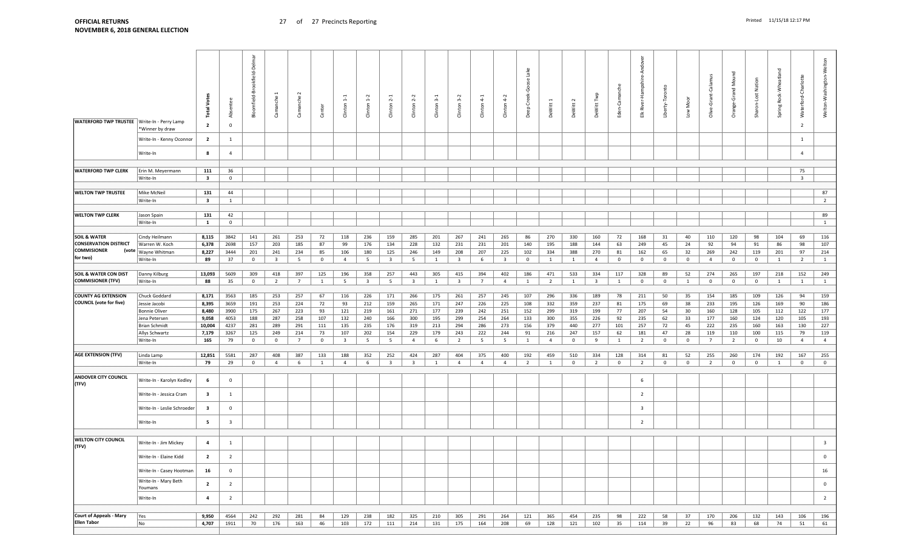| Race | Candidate | Total Votes | Absentee | Bloomfield-Brookfield-Delmar | Camanche 1 | Camanche 2 | Center | Clinton 1-1 | Clinton 1-2 | Clinton 2-1 | Clinton 2-2 | Clinton 3-1 | Clinton 3-2 | Clinton 4-1 | Clinton 4-2 | Deep Creek-Goose Lake | DeWitt 1 | DeWitt 2 | DeWitt Twp | Eden-Camanche | Elk River-Hampshire-Andover | Liberty-Toronto | Low Moor | Olive-Grant-Calamus | Orange-Grand Mound | Sharon-Lost Nation | Spring Rock-Wheatland | Waterford-Charlotte | Welton-Washington-Welton |
|---|---|---|---|---|---|---|---|---|---|---|---|---|---|---|---|---|---|---|---|---|---|---|---|---|---|---|---|---|---|
| **WATERFORD TWP TRUSTEE** | Write-In - Perry Lamp *Winner by draw | **2** | 0 | | | | | | | | | | | | | | | | | | | | | | | | | 2 | |
| | Write-In - Kenny Oconnor | **2** | 1 | | | | | | | | | | | | | | | | | | | | | | | | | 1 | |
| | Write-In | **8** | 4 | | | | | | | | | | | | | | | | | | | | | | | | | 4 | |
| **WATERFORD TWP CLERK** | Erin M. Meyermann | **111** | 36 | | | | | | | | | | | | | | | | | | | | | | | | | 75 | |
| | Write-In | **3** | 0 | | | | | | | | | | | | | | | | | | | | | | | | | 3 | |
| **WELTON TWP TRUSTEE** | Mike McNeil | **131** | 44 | | | | | | | | | | | | | | | | | | | | | | | | | | 87 |
| | Write-In | **3** | 1 | | | | | | | | | | | | | | | | | | | | | | | | | | 2 |
| **WELTON TWP CLERK** | Jason Spain | **131** | 42 | | | | | | | | | | | | | | | | | | | | | | | | | | 89 |
| | Write-In | **1** | 0 | | | | | | | | | | | | | | | | | | | | | | | | | | 1 |
| **SOIL & WATER CONSERVATION DISTRICT COMMISIONER (vote for two)** | Cindy Heilmann | **8,115** | 3842 | 141 | 261 | 253 | 72 | 118 | 236 | 159 | 285 | 201 | 267 | 241 | 265 | 86 | 270 | 330 | 160 | 72 | 168 | 31 | 40 | 110 | 120 | 98 | 104 | 69 | 116 |
| | Warren W. Koch | **6,378** | 2698 | 157 | 203 | 185 | 87 | 99 | 176 | 134 | 228 | 132 | 231 | 231 | 201 | 140 | 195 | 188 | 144 | 63 | 249 | 45 | 24 | 92 | 94 | 91 | 86 | 98 | 107 |
| | Wayne Whitman | **8,227** | 3444 | 201 | 241 | 234 | 85 | 106 | 180 | 125 | 246 | 149 | 208 | 207 | 225 | 102 | 334 | 388 | 270 | 81 | 162 | 65 | 32 | 269 | 242 | 119 | 201 | 97 | 214 |
| | Write-In | **89** | 37 | 0 | 3 | 5 | 0 | 4 | 5 | 3 | 5 | 1 | 3 | 6 | 3 | 0 | 1 | 1 | 4 | 0 | 0 | 0 | 0 | 4 | 0 | 0 | 1 | 2 | 1 |
| **SOIL & WATER CON DIST COMMISIONER (TFV)** | Danny Kilburg | **13,093** | 5609 | 309 | 418 | 397 | 125 | 196 | 358 | 257 | 443 | 305 | 415 | 394 | 402 | 186 | 471 | 533 | 334 | 117 | 328 | 89 | 52 | 274 | 265 | 197 | 218 | 152 | 249 |
| | Write-In | **88** | 35 | 0 | 2 | 7 | 1 | 5 | 3 | 5 | 3 | 1 | 3 | 7 | 4 | 1 | 2 | 1 | 3 | 1 | 0 | 0 | 1 | 0 | 0 | 0 | 1 | 1 | 1 |
| **COUNTY AG EXTENSION COUNCIL (vote for five)** | Chuck Goddard | **8,171** | 3563 | 185 | 253 | 257 | 67 | 116 | 226 | 171 | 266 | 175 | 261 | 257 | 245 | 107 | 296 | 336 | 189 | 78 | 211 | 50 | 35 | 154 | 185 | 109 | 126 | 94 | 159 |
| | Jessie Jacobi | **8,395** | 3659 | 191 | 253 | 224 | 72 | 93 | 212 | 159 | 265 | 171 | 247 | 226 | 225 | 108 | 332 | 359 | 237 | 81 | 175 | 69 | 38 | 233 | 195 | 126 | 169 | 90 | 186 |
| | Bonnie Oliver | **8,480** | 3900 | 175 | 267 | 223 | 93 | 121 | 219 | 161 | 271 | 177 | 239 | 242 | 251 | 152 | 299 | 319 | 199 | 77 | 207 | 54 | 30 | 160 | 128 | 105 | 112 | 122 | 177 |
| | Jena Petersen | **9,058** | 4053 | 188 | 287 | 258 | 107 | 132 | 240 | 166 | 300 | 195 | 299 | 254 | 264 | 133 | 300 | 355 | 226 | 92 | 235 | 62 | 33 | 177 | 160 | 124 | 120 | 105 | 193 |
| | Brian Schmidt | **10,004** | 4237 | 281 | 289 | 291 | 111 | 135 | 235 | 176 | 319 | 213 | 294 | 286 | 273 | 156 | 379 | 440 | 277 | 101 | 257 | 72 | 45 | 222 | 235 | 160 | 163 | 130 | 227 |
| | Allys Schwartz | **7,179** | 3267 | 125 | 249 | 214 | 73 | 107 | 202 | 154 | 229 | 179 | 243 | 222 | 244 | 91 | 216 | 247 | 157 | 62 | 181 | 47 | 28 | 119 | 110 | 100 | 115 | 79 | 119 |
| | Write-In | **165** | 79 | 0 | 0 | 7 | 0 | 3 | 5 | 5 | 4 | 6 | 2 | 5 | 5 | 1 | 4 | 0 | 9 | 1 | 2 | 0 | 0 | 7 | 2 | 0 | 10 | 4 | 4 |
| **AGE EXTENSION (TFV)** | Linda Lamp | **12,851** | 5581 | 287 | 408 | 387 | 133 | 188 | 352 | 252 | 424 | 287 | 404 | 375 | 400 | 192 | 459 | 510 | 334 | 128 | 314 | 81 | 52 | 255 | 260 | 174 | 192 | 167 | 255 |
| | Write-In | **79** | 29 | 0 | 4 | 6 | 1 | 4 | 6 | 3 | 3 | 1 | 4 | 4 | 4 | 2 | 1 | 0 | 2 | 0 | 2 | 0 | 0 | 2 | 0 | 0 | 1 | 0 | 0 |
| **ANDOVER CITY COUNCIL (TFV)** | Write-In - Karolyn Kedley | **6** | 0 | | | | | | | | | | | | | | | | | | 6 | | | | | | | | |
| | Write-In - Jessica Cram | **3** | 1 | | | | | | | | | | | | | | | | | | 2 | | | | | | | | |
| | Write-In - Leslie Schroeder | **3** | 0 | | | | | | | | | | | | | | | | | | 3 | | | | | | | | |
| | Write-In | **5** | 3 | | | | | | | | | | | | | | | | | | 2 | | | | | | | | |
| **WELTON CITY COUNCIL (TFV)** | Write-In - Jim Mickey | **4** | 1 | | | | | | | | | | | | | | | | | | | | | | | | | | 3 |
| | Write-In - Elaine Kidd | **2** | 2 | | | | | | | | | | | | | | | | | | | | | | | | | | 0 |
| | Write-In - Casey Hootman | **16** | 0 | | | | | | | | | | | | | | | | | | | | | | | | | | 16 |
| | Write-In - Mary Beth Youmans | **2** | 2 | | | | | | | | | | | | | | | | | | | | | | | | | | 0 |
| | Write-In | **4** | 2 | | | | | | | | | | | | | | | | | | | | | | | | | | 2 |
| **Court of Appeals - Mary Ellen Tabor** | Yes | **9,950** | 4564 | 242 | 292 | 281 | 84 | 129 | 238 | 182 | 325 | 210 | 305 | 291 | 264 | 121 | 365 | 454 | 235 | 98 | 222 | 58 | 37 | 170 | 206 | 132 | 143 | 106 | 196 |
| | No | **4,707** | 1911 | 70 | 176 | 163 | 46 | 103 | 172 | 111 | 214 | 131 | 175 | 164 | 208 | 69 | 128 | 121 | 102 | 35 | 114 | 39 | 22 | 96 | 83 | 68 | 74 | 51 | 61 |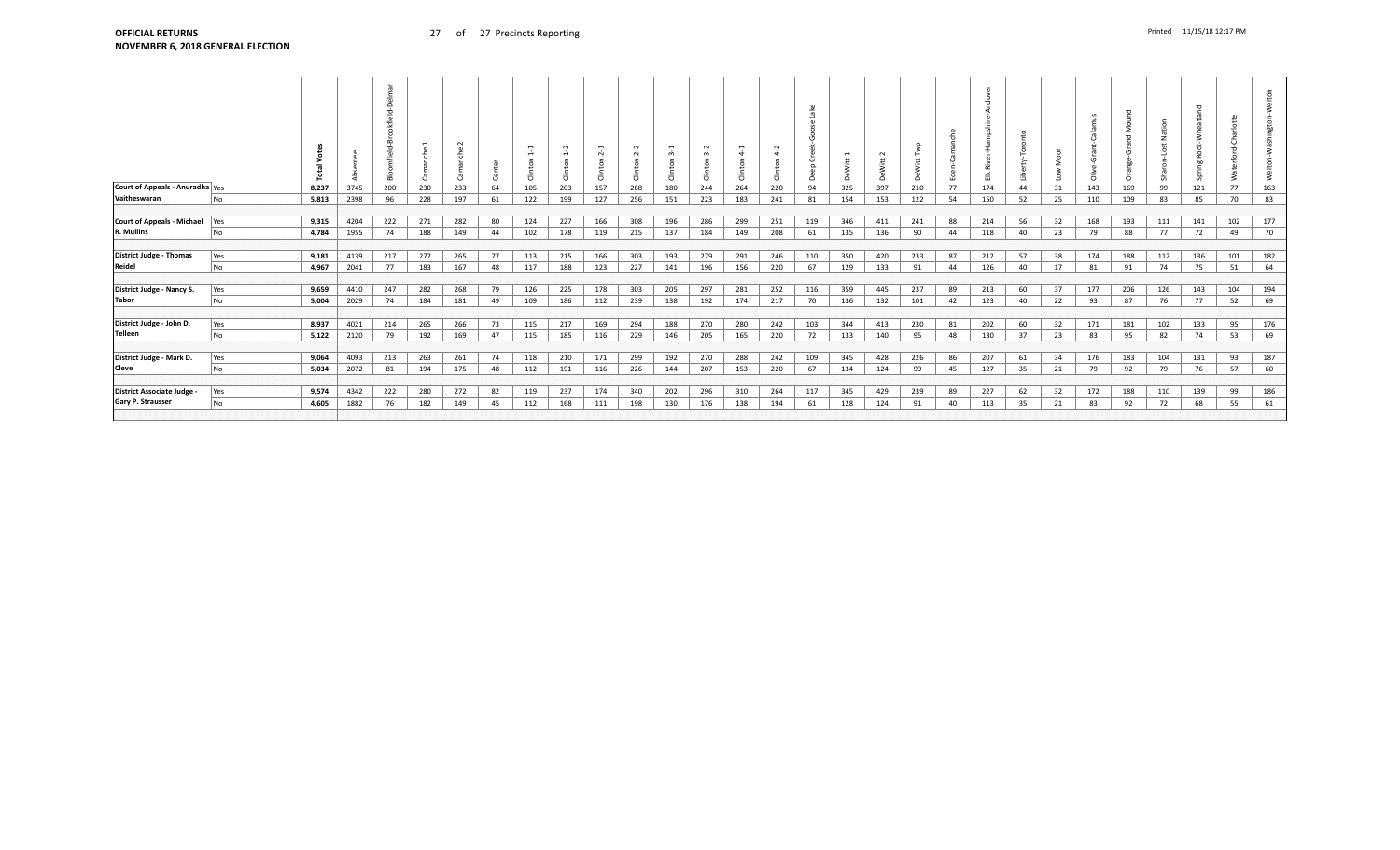**OFFICIAL RETURNS**
**NOVEMBER 6, 2018 GENERAL ELECTION**

27 of 27 Precincts Reporting

| | | Total Votes | Absentee | Bloomfield-Brookfield-Delmar | Camanche 1 | Camanche 2 | Center | Clinton 1-1 | Clinton 1-2 | Clinton 2-1 | Clinton 2-2 | Clinton 3-1 | Clinton 3-2 | Clinton 4-1 | Clinton 4-2 | Deep Creek-Goose Lake | DeWitt 1 | DeWitt 2 | DeWitt Twp | Eden-Camanche | Elk River-Hampshire-Andover | Liberty-Toronto | Low Moor | Olive-Grant-Calamus | Orange-Grand Mound | Sharon-Lost Nation | Spring Rock-Wheatland | Waterford-Charlotte | Welton-Washington-Welton |
|---|---|---|---|---|---|---|---|---|---|---|---|---|---|---|---|---|---|---|---|---|---|---|---|---|---|---|---|---|---|
| **Court of Appeals - Anuradha Vaitheswaran** | Yes | **8,237** | 3745 | 200 | 230 | 233 | 64 | 105 | 203 | 157 | 268 | 180 | 244 | 264 | 220 | 94 | 325 | 397 | 210 | 77 | 174 | 44 | 31 | 143 | 169 | 99 | 121 | 77 | 163 |
| | No | **5,813** | 2398 | 96 | 228 | 197 | 61 | 122 | 199 | 127 | 256 | 151 | 223 | 183 | 241 | 81 | 154 | 153 | 122 | 54 | 150 | 52 | 25 | 110 | 109 | 83 | 85 | 70 | 83 |
| **Court of Appeals - Michael R. Mullins** | Yes | **9,315** | 4204 | 222 | 271 | 282 | 80 | 124 | 227 | 166 | 308 | 196 | 286 | 299 | 251 | 119 | 346 | 411 | 241 | 88 | 214 | 56 | 32 | 168 | 193 | 111 | 141 | 102 | 177 |
| | No | **4,784** | 1955 | 74 | 188 | 149 | 44 | 102 | 178 | 119 | 215 | 137 | 184 | 149 | 208 | 61 | 135 | 136 | 90 | 44 | 118 | 40 | 23 | 79 | 88 | 77 | 72 | 49 | 70 |
| **District Judge - Thomas Reidel** | Yes | **9,181** | 4139 | 217 | 277 | 265 | 77 | 113 | 215 | 166 | 303 | 193 | 279 | 291 | 246 | 110 | 350 | 420 | 233 | 87 | 212 | 57 | 38 | 174 | 188 | 112 | 136 | 101 | 182 |
| | No | **4,967** | 2041 | 77 | 183 | 167 | 48 | 117 | 188 | 123 | 227 | 141 | 196 | 156 | 220 | 67 | 129 | 133 | 91 | 44 | 126 | 40 | 17 | 81 | 91 | 74 | 75 | 51 | 64 |
| **District Judge - Nancy S. Tabor** | Yes | **9,659** | 4410 | 247 | 282 | 268 | 79 | 126 | 225 | 178 | 303 | 205 | 297 | 281 | 252 | 116 | 359 | 445 | 237 | 89 | 213 | 60 | 37 | 177 | 206 | 126 | 143 | 104 | 194 |
| | No | **5,004** | 2029 | 74 | 184 | 181 | 49 | 109 | 186 | 112 | 239 | 138 | 192 | 174 | 217 | 70 | 136 | 132 | 101 | 42 | 123 | 40 | 22 | 93 | 87 | 76 | 77 | 52 | 69 |
| **District Judge - John D. Telleen** | Yes | **8,937** | 4021 | 214 | 265 | 266 | 73 | 115 | 217 | 169 | 294 | 188 | 270 | 280 | 242 | 103 | 344 | 413 | 230 | 81 | 202 | 60 | 32 | 171 | 181 | 102 | 133 | 95 | 176 |
| | No | **5,122** | 2120 | 79 | 192 | 169 | 47 | 115 | 185 | 116 | 229 | 146 | 205 | 165 | 220 | 72 | 133 | 140 | 95 | 48 | 130 | 37 | 23 | 83 | 95 | 82 | 74 | 53 | 69 |
| **District Judge - Mark D. Cleve** | Yes | **9,064** | 4093 | 213 | 263 | 261 | 74 | 118 | 210 | 171 | 299 | 192 | 270 | 288 | 242 | 109 | 345 | 428 | 226 | 86 | 207 | 61 | 34 | 176 | 183 | 104 | 131 | 93 | 187 |
| | No | **5,034** | 2072 | 81 | 194 | 175 | 48 | 112 | 191 | 116 | 226 | 144 | 207 | 153 | 220 | 67 | 134 | 124 | 99 | 45 | 127 | 35 | 21 | 79 | 92 | 79 | 76 | 57 | 60 |
| **District Associate Judge - Gary P. Strausser** | Yes | **9,574** | 4342 | 222 | 280 | 272 | 82 | 119 | 237 | 174 | 340 | 202 | 296 | 310 | 264 | 117 | 345 | 429 | 239 | 89 | 227 | 62 | 32 | 172 | 188 | 110 | 139 | 99 | 186 |
| | No | **4,605** | 1882 | 76 | 182 | 149 | 45 | 112 | 168 | 111 | 198 | 130 | 176 | 138 | 194 | 61 | 128 | 124 | 91 | 40 | 113 | 35 | 21 | 83 | 92 | 72 | 68 | 55 | 61 |